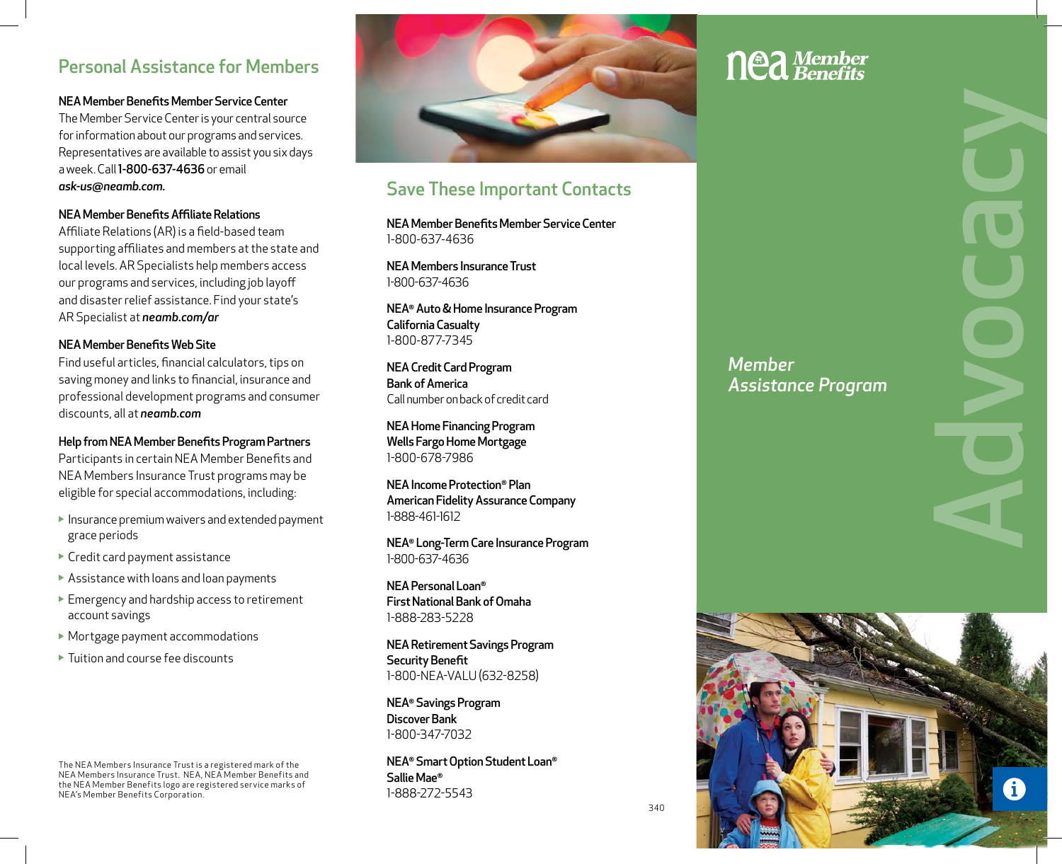## Personal Assistance for Members

**NEA Member Benefits Member Service Center**
The Member Service Center is your central source for information about our programs and services. Representatives are available to assist you six days a week. Call **1-800-637-4636** or email ***ask-us@neamb.com.***

**NEA Member Benefits Affiliate Relations**
Affiliate Relations (AR) is a field-based team supporting affiliates and members at the state and local levels. AR Specialists help members access our programs and services, including job layoff and disaster relief assistance. Find your state's AR Specialist at ***neamb.com/ar***

**NEA Member Benefits Web Site**
Find useful articles, financial calculators, tips on saving money and links to financial, insurance and professional development programs and consumer discounts, all at ***neamb.com***

**Help from NEA Member Benefits Program Partners**
Participants in certain NEA Member Benefits and NEA Members Insurance Trust programs may be eligible for special accommodations, including:

- Insurance premium waivers and extended payment grace periods
- Credit card payment assistance
- Assistance with loans and loan payments
- Emergency and hardship access to retirement account savings
- Mortgage payment accommodations
- Tuition and course fee discounts

The NEA Members Insurance Trust is a registered mark of the NEA Members Insurance Trust. NEA, NEA Member Benefits and the NEA Member Benefits logo are registered service marks of NEA's Member Benefits Corporation.

## Save These Important Contacts

**NEA Member Benefits Member Service Center**
1-800-637-4636

**NEA Members Insurance Trust**
1-800-637-4636

**NEA® Auto & Home Insurance Program**
**California Casualty**
1-800-877-7345

**NEA Credit Card Program**
**Bank of America**
Call number on back of credit card

**NEA Home Financing Program**
**Wells Fargo Home Mortgage**
1-800-678-7986

**NEA Income Protection® Plan**
**American Fidelity Assurance Company**
1-888-461-1612

**NEA® Long-Term Care Insurance Program**
1-800-637-4636

**NEA Personal Loan®**
**First National Bank of Omaha**
1-888-283-5228

**NEA Retirement Savings Program**
**Security Benefit**
1-800-NEA-VALU (632-8258)

**NEA® Savings Program**
**Discover Bank**
1-800-347-7032

**NEA® Smart Option Student Loan®**
**Sallie Mae®**
1-888-272-5543

nea Member Benefits

# Advocacy

*Member Assistance Program*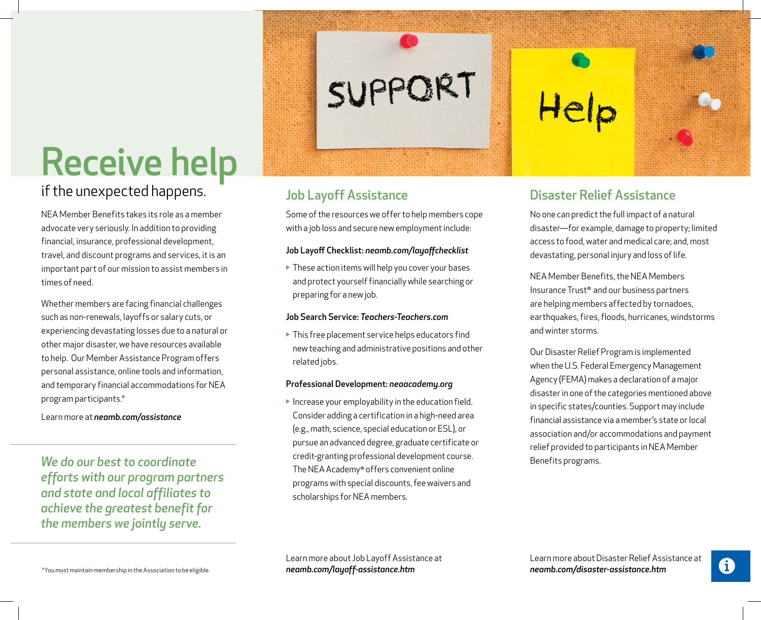# Receive help

if the unexpected happens.

NEA Member Benefits takes its role as a member advocate very seriously. In addition to providing financial, insurance, professional development, travel, and discount programs and services, it is an important part of our mission to assist members in times of need.

Whether members are facing financial challenges such as non-renewals, layoffs or salary cuts, or experiencing devastating losses due to a natural or other major disaster, we have resources available to help. Our Member Assistance Program offers personal assistance, online tools and information, and temporary financial accommodations for NEA program participants.*

Learn more at ***neamb.com/assistance***

*We do our best to coordinate efforts with our program partners and state and local affiliates to achieve the greatest benefit for the members we jointly serve.*

*You must maintain membership in the Association to be eligible.

## Job Layoff Assistance

Some of the resources we offer to help members cope with a job loss and secure new employment include:

**Job Layoff Checklist: *neamb.com/layoffchecklist***

- These action items will help you cover your bases and protect yourself financially while searching or preparing for a new job.

**Job Search Service: *Teachers-Teachers.com***

- This free placement service helps educators find new teaching and administrative positions and other related jobs.

**Professional Development: *neaacademy.org***

- Increase your employability in the education field. Consider adding a certification in a high-need area (e.g., math, science, special education or ESL), or pursue an advanced degree, graduate certificate or credit-granting professional development course. The NEA Academy® offers convenient online programs with special discounts, fee waivers and scholarships for NEA members.

Learn more about Job Layoff Assistance at ***neamb.com/layoff-assistance.htm***

## Disaster Relief Assistance

No one can predict the full impact of a natural disaster—for example, damage to property; limited access to food, water and medical care; and, most devastating, personal injury and loss of life.

NEA Member Benefits, the NEA Members Insurance Trust® and our business partners are helping members affected by tornadoes, earthquakes, fires, floods, hurricanes, windstorms and winter storms.

Our Disaster Relief Program is implemented when the U.S. Federal Emergency Management Agency (FEMA) makes a declaration of a major disaster in one of the categories mentioned above in specific states/counties. Support may include financial assistance via a member's state or local association and/or accommodations and payment relief provided to participants in NEA Member Benefits programs.

Learn more about Disaster Relief Assistance at ***neamb.com/disaster-assistance.htm***